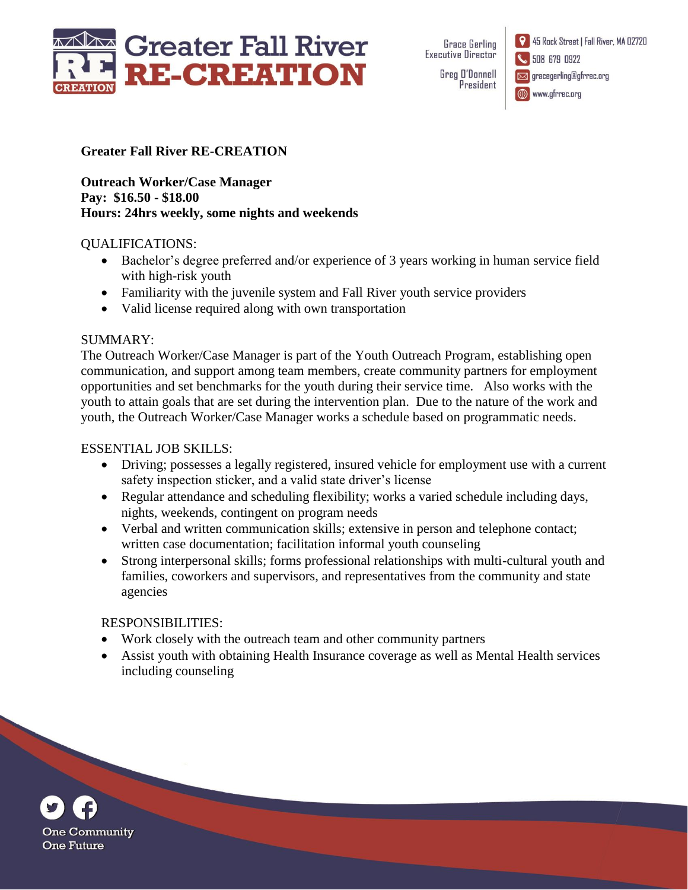Greater Fall River RE-CREATION

Grace Gerling
Executive Director

Greg O'Donnell
President

45 Rock Street | Fall River, MA 02720
508 679 0922
gracegerling@gfrrec.org
www.gfrrec.org

**Greater Fall River RE-CREATION**

**Outreach Worker/Case Manager**
**Pay: $16.50 - $18.00**
**Hours: 24hrs weekly, some nights and weekends**

QUALIFICATIONS:

- Bachelor's degree preferred and/or experience of 3 years working in human service field with high-risk youth
- Familiarity with the juvenile system and Fall River youth service providers
- Valid license required along with own transportation

SUMMARY:
The Outreach Worker/Case Manager is part of the Youth Outreach Program, establishing open communication, and support among team members, create community partners for employment opportunities and set benchmarks for the youth during their service time. Also works with the youth to attain goals that are set during the intervention plan. Due to the nature of the work and youth, the Outreach Worker/Case Manager works a schedule based on programmatic needs.

ESSENTIAL JOB SKILLS:

- Driving; possesses a legally registered, insured vehicle for employment use with a current safety inspection sticker, and a valid state driver's license
- Regular attendance and scheduling flexibility; works a varied schedule including days, nights, weekends, contingent on program needs
- Verbal and written communication skills; extensive in person and telephone contact; written case documentation; facilitation informal youth counseling
- Strong interpersonal skills; forms professional relationships with multi-cultural youth and families, coworkers and supervisors, and representatives from the community and state agencies

RESPONSIBILITIES:

- Work closely with the outreach team and other community partners
- Assist youth with obtaining Health Insurance coverage as well as Mental Health services including counseling

One Community
One Future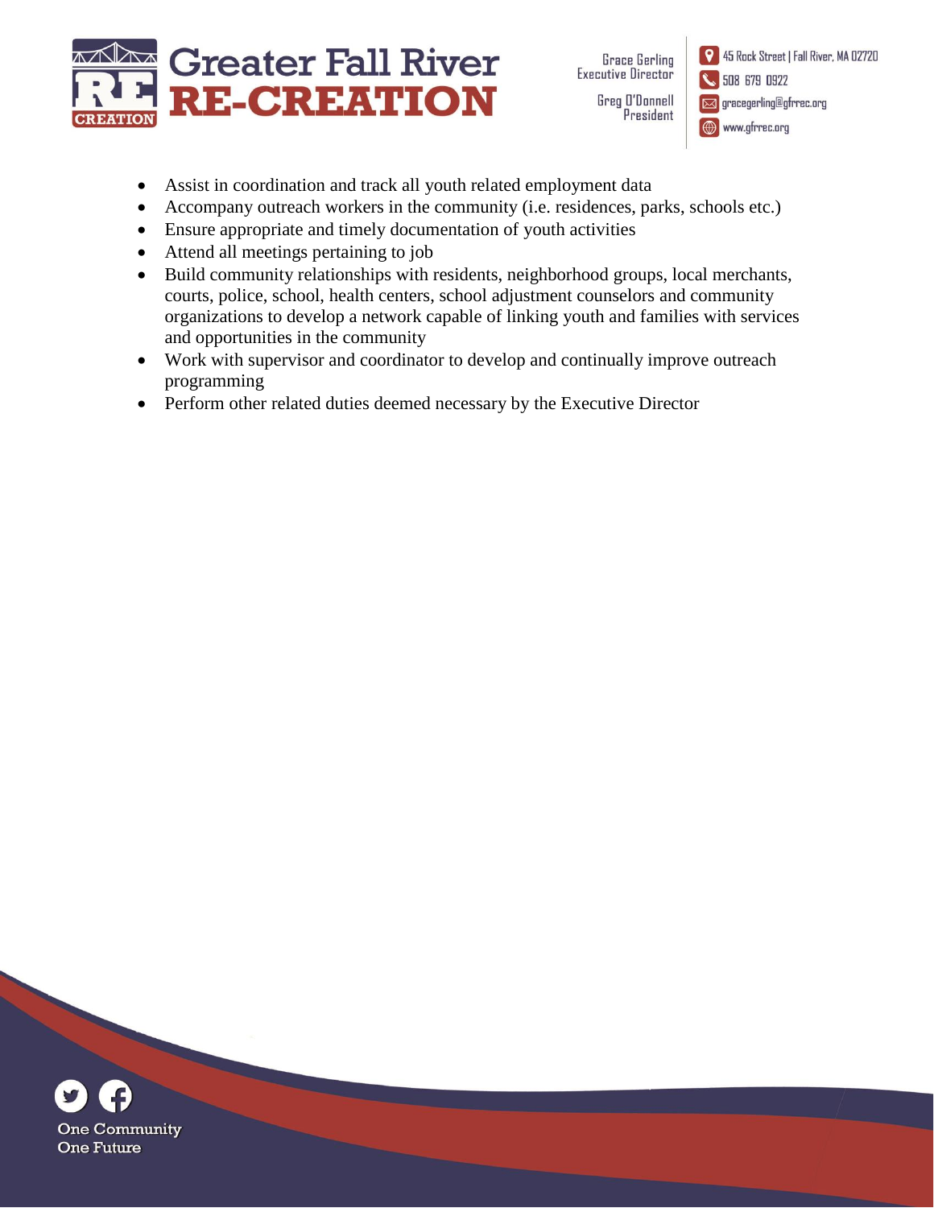- Assist in coordination and track all youth related employment data
- Accompany outreach workers in the community (i.e. residences, parks, schools etc.)
- Ensure appropriate and timely documentation of youth activities
- Attend all meetings pertaining to job
- Build community relationships with residents, neighborhood groups, local merchants, courts, police, school, health centers, school adjustment counselors and community organizations to develop a network capable of linking youth and families with services and opportunities in the community
- Work with supervisor and coordinator to develop and continually improve outreach programming
- Perform other related duties deemed necessary by the Executive Director